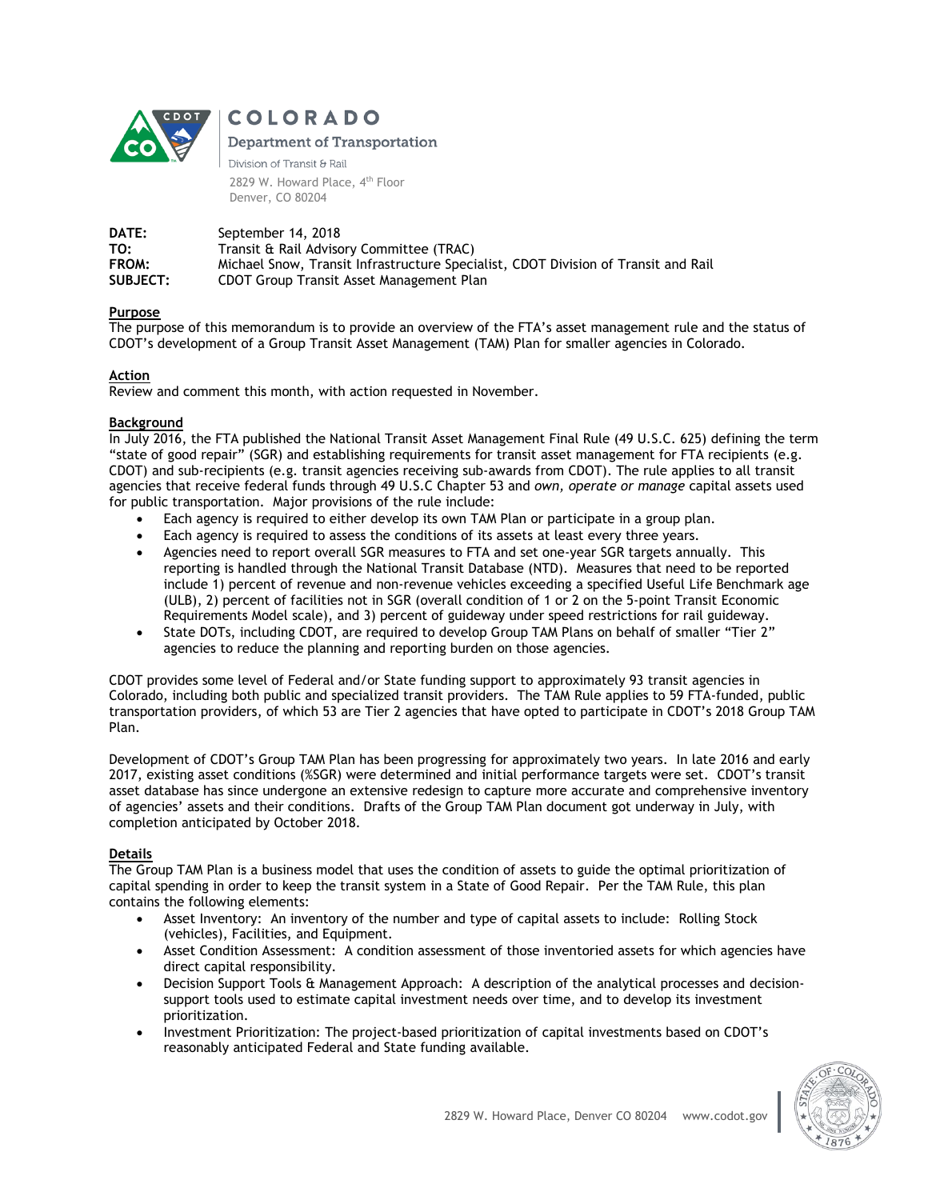COLORADO

Department of Transportation

Division of Transit & Rail

2829 W. Howard Place, 4th Floor
Denver, CO 80204

**DATE:** September 14, 2018
**TO:** Transit & Rail Advisory Committee (TRAC)
**FROM:** Michael Snow, Transit Infrastructure Specialist, CDOT Division of Transit and Rail
**SUBJECT:** CDOT Group Transit Asset Management Plan

**Purpose**

The purpose of this memorandum is to provide an overview of the FTA's asset management rule and the status of CDOT's development of a Group Transit Asset Management (TAM) Plan for smaller agencies in Colorado.

**Action**

Review and comment this month, with action requested in November.

**Background**

In July 2016, the FTA published the National Transit Asset Management Final Rule (49 U.S.C. 625) defining the term "state of good repair" (SGR) and establishing requirements for transit asset management for FTA recipients (e.g. CDOT) and sub-recipients (e.g. transit agencies receiving sub-awards from CDOT). The rule applies to all transit agencies that receive federal funds through 49 U.S.C Chapter 53 and *own, operate or manage* capital assets used for public transportation. Major provisions of the rule include:

- Each agency is required to either develop its own TAM Plan or participate in a group plan.
- Each agency is required to assess the conditions of its assets at least every three years.
- Agencies need to report overall SGR measures to FTA and set one-year SGR targets annually. This reporting is handled through the National Transit Database (NTD). Measures that need to be reported include 1) percent of revenue and non-revenue vehicles exceeding a specified Useful Life Benchmark age (ULB), 2) percent of facilities not in SGR (overall condition of 1 or 2 on the 5-point Transit Economic Requirements Model scale), and 3) percent of guideway under speed restrictions for rail guideway.
- State DOTs, including CDOT, are required to develop Group TAM Plans on behalf of smaller "Tier 2" agencies to reduce the planning and reporting burden on those agencies.

CDOT provides some level of Federal and/or State funding support to approximately 93 transit agencies in Colorado, including both public and specialized transit providers. The TAM Rule applies to 59 FTA-funded, public transportation providers, of which 53 are Tier 2 agencies that have opted to participate in CDOT's 2018 Group TAM Plan.

Development of CDOT's Group TAM Plan has been progressing for approximately two years. In late 2016 and early 2017, existing asset conditions (%SGR) were determined and initial performance targets were set. CDOT's transit asset database has since undergone an extensive redesign to capture more accurate and comprehensive inventory of agencies' assets and their conditions. Drafts of the Group TAM Plan document got underway in July, with completion anticipated by October 2018.

**Details**

The Group TAM Plan is a business model that uses the condition of assets to guide the optimal prioritization of capital spending in order to keep the transit system in a State of Good Repair. Per the TAM Rule, this plan contains the following elements:

- Asset Inventory: An inventory of the number and type of capital assets to include: Rolling Stock (vehicles), Facilities, and Equipment.
- Asset Condition Assessment: A condition assessment of those inventoried assets for which agencies have direct capital responsibility.
- Decision Support Tools & Management Approach: A description of the analytical processes and decision-support tools used to estimate capital investment needs over time, and to develop its investment prioritization.
- Investment Prioritization: The project-based prioritization of capital investments based on CDOT's reasonably anticipated Federal and State funding available.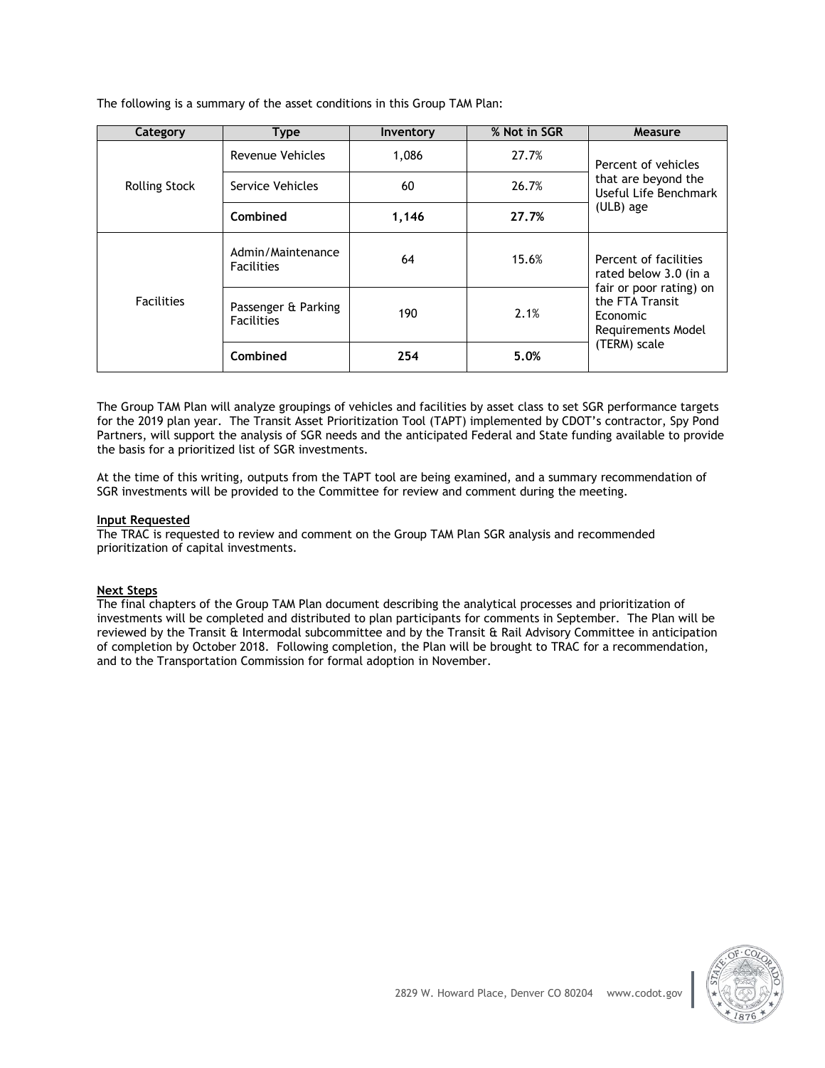The following is a summary of the asset conditions in this Group TAM Plan:

| Category | Type | Inventory | % Not in SGR | Measure |
|---|---|---|---|---|
| Rolling Stock | Revenue Vehicles | 1,086 | 27.7% | Percent of vehicles that are beyond the Useful Life Benchmark (ULB) age |
| | Service Vehicles | 60 | 26.7% | |
| | **Combined** | **1,146** | **27.7%** | |
| Facilities | Admin/Maintenance Facilities | 64 | 15.6% | Percent of facilities rated below 3.0 (in a fair or poor rating) on the FTA Transit Economic Requirements Model (TERM) scale |
| | Passenger & Parking Facilities | 190 | 2.1% | |
| | **Combined** | **254** | **5.0%** | |

The Group TAM Plan will analyze groupings of vehicles and facilities by asset class to set SGR performance targets for the 2019 plan year. The Transit Asset Prioritization Tool (TAPT) implemented by CDOT's contractor, Spy Pond Partners, will support the analysis of SGR needs and the anticipated Federal and State funding available to provide the basis for a prioritized list of SGR investments.

At the time of this writing, outputs from the TAPT tool are being examined, and a summary recommendation of SGR investments will be provided to the Committee for review and comment during the meeting.

**Input Requested**

The TRAC is requested to review and comment on the Group TAM Plan SGR analysis and recommended prioritization of capital investments.

**Next Steps**

The final chapters of the Group TAM Plan document describing the analytical processes and prioritization of investments will be completed and distributed to plan participants for comments in September. The Plan will be reviewed by the Transit & Intermodal subcommittee and by the Transit & Rail Advisory Committee in anticipation of completion by October 2018. Following completion, the Plan will be brought to TRAC for a recommendation, and to the Transportation Commission for formal adoption in November.